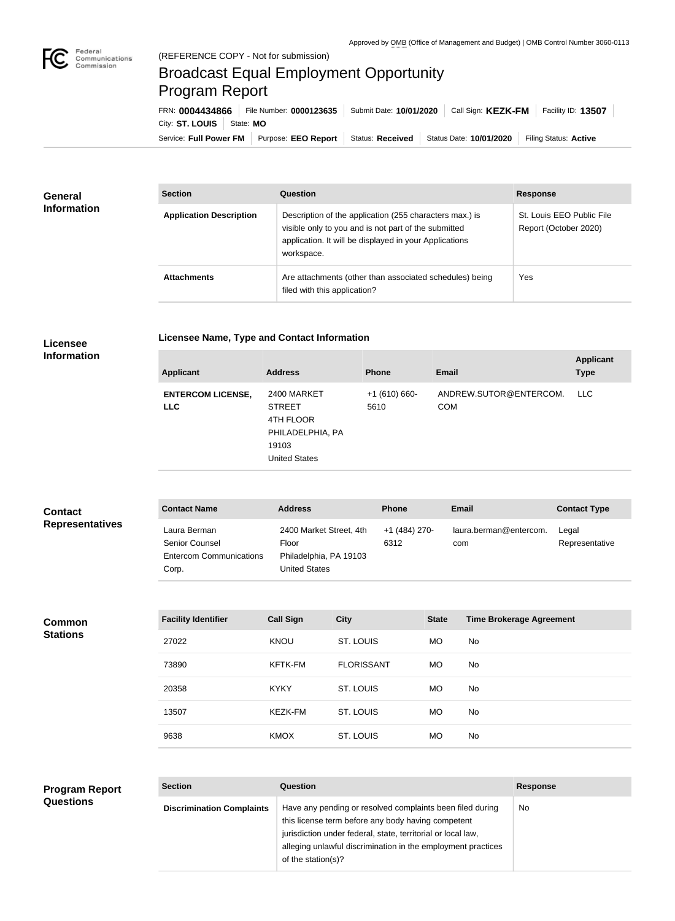Approved by OMB (Office of Management and Budget) | OMB Control Number 3060-0113

(REFERENCE COPY - Not for submission)

# Broadcast Equal Employment Opportunity Program Report

FRN: **0004434866** | File Number: **0000123635** | Submit Date: **10/01/2020** | Call Sign: **KEZK-FM** | Facility ID: **13507** | City: **ST. LOUIS** | State: **MO**

Service: **Full Power FM** | Purpose: **EEO Report** | Status: **Received** | Status Date: **10/01/2020** | Filing Status: **Active**

## General Information

| Section | Question | Response |
| --- | --- | --- |
| **Application Description** | Description of the application (255 characters max.) is visible only to you and is not part of the submitted application. It will be displayed in your Applications workspace. | St. Louis EEO Public File Report (October 2020) |
| **Attachments** | Are attachments (other than associated schedules) being filed with this application? | Yes |

## Licensee Information

### Licensee Name, Type and Contact Information

| Applicant | Address | Phone | Email | Applicant Type |
| --- | --- | --- | --- | --- |
| **ENTERCOM LICENSE, LLC** | 2400 MARKET STREET 4TH FLOOR PHILADELPHIA, PA 19103 United States | +1 (610) 660-5610 | ANDREW.SUTOR@ENTERCOM.COM | LLC |

## Contact Representatives

| Contact Name | Address | Phone | Email | Contact Type |
| --- | --- | --- | --- | --- |
| Laura Berman Senior Counsel Entercom Communications Corp. | 2400 Market Street, 4th Floor Philadelphia, PA 19103 United States | +1 (484) 270-6312 | laura.berman@entercom.com | Legal Representative |

## Common Stations

| Facility Identifier | Call Sign | City | State | Time Brokerage Agreement |
| --- | --- | --- | --- | --- |
| 27022 | KNOU | ST. LOUIS | MO | No |
| 73890 | KFTK-FM | FLORISSANT | MO | No |
| 20358 | KYKY | ST. LOUIS | MO | No |
| 13507 | KEZK-FM | ST. LOUIS | MO | No |
| 9638 | KMOX | ST. LOUIS | MO | No |

## Program Report Questions

| Section | Question | Response |
| --- | --- | --- |
| **Discrimination Complaints** | Have any pending or resolved complaints been filed during this license term before any body having competent jurisdiction under federal, state, territorial or local law, alleging unlawful discrimination in the employment practices of the station(s)? | No |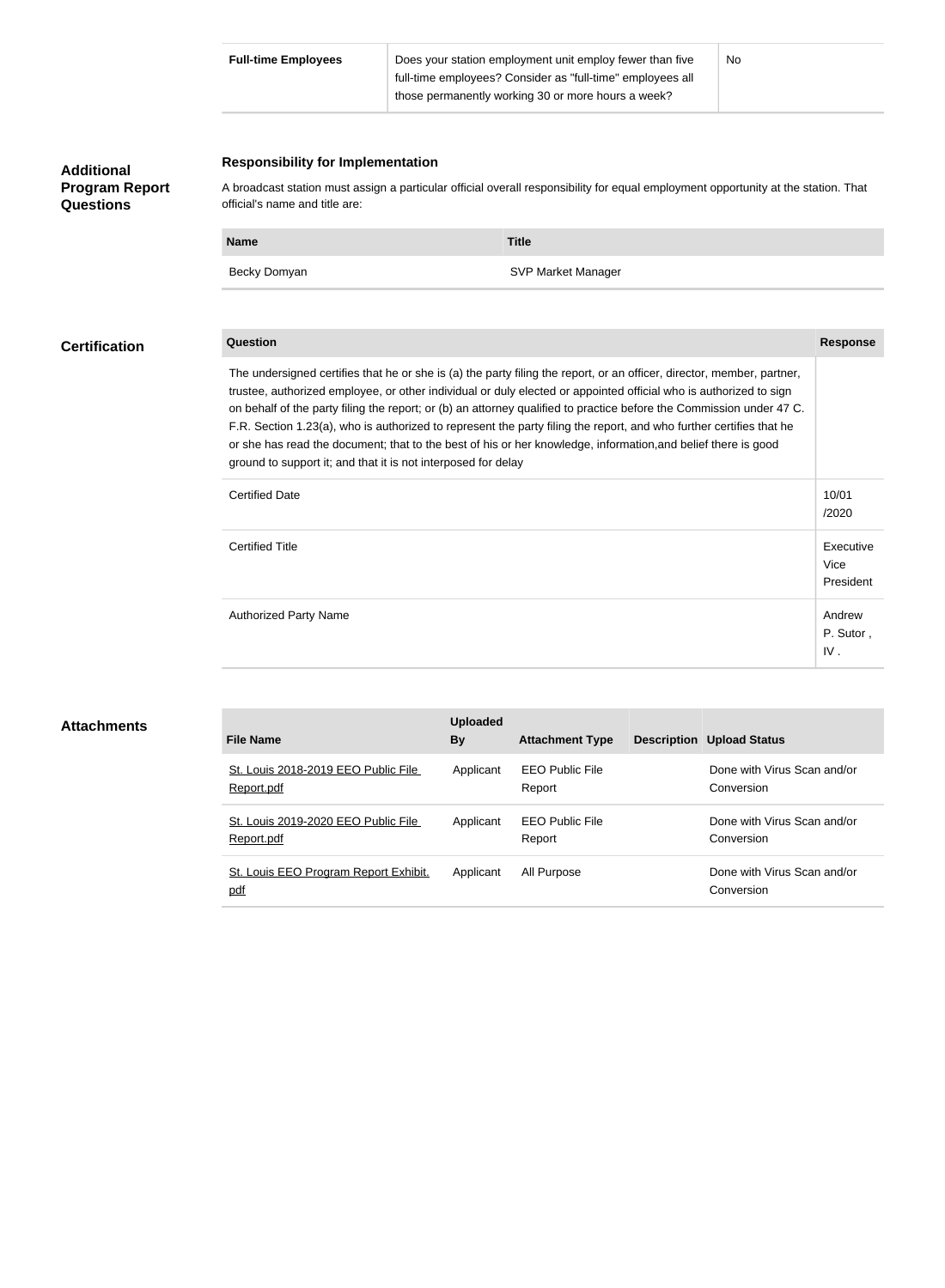| | | |
|---|---|---|
| **Full-time Employees** | Does your station employment unit employ fewer than five full-time employees? Consider as "full-time" employees all those permanently working 30 or more hours a week? | No |

## Additional Program Report Questions

### Responsibility for Implementation

A broadcast station must assign a particular official overall responsibility for equal employment opportunity at the station. That official's name and title are:

| Name | Title |
|---|---|
| Becky Domyan | SVP Market Manager |

## Certification

| Question | Response |
|---|---|
| The undersigned certifies that he or she is (a) the party filing the report, or an officer, director, member, partner, trustee, authorized employee, or other individual or duly elected or appointed official who is authorized to sign on behalf of the party filing the report; or (b) an attorney qualified to practice before the Commission under 47 C.F.R. Section 1.23(a), who is authorized to represent the party filing the report, and who further certifies that he or she has read the document; that to the best of his or her knowledge, information,and belief there is good ground to support it; and that it is not interposed for delay | |
| Certified Date | 10/01/2020 |
| Certified Title | Executive Vice President |
| Authorized Party Name | Andrew P. Sutor , IV . |

## Attachments

| File Name | Uploaded By | Attachment Type | Description | Upload Status |
|---|---|---|---|---|
| St. Louis 2018-2019 EEO Public File Report.pdf | Applicant | EEO Public File Report | | Done with Virus Scan and/or Conversion |
| St. Louis 2019-2020 EEO Public File Report.pdf | Applicant | EEO Public File Report | | Done with Virus Scan and/or Conversion |
| St. Louis EEO Program Report Exhibit.pdf | Applicant | All Purpose | | Done with Virus Scan and/or Conversion |